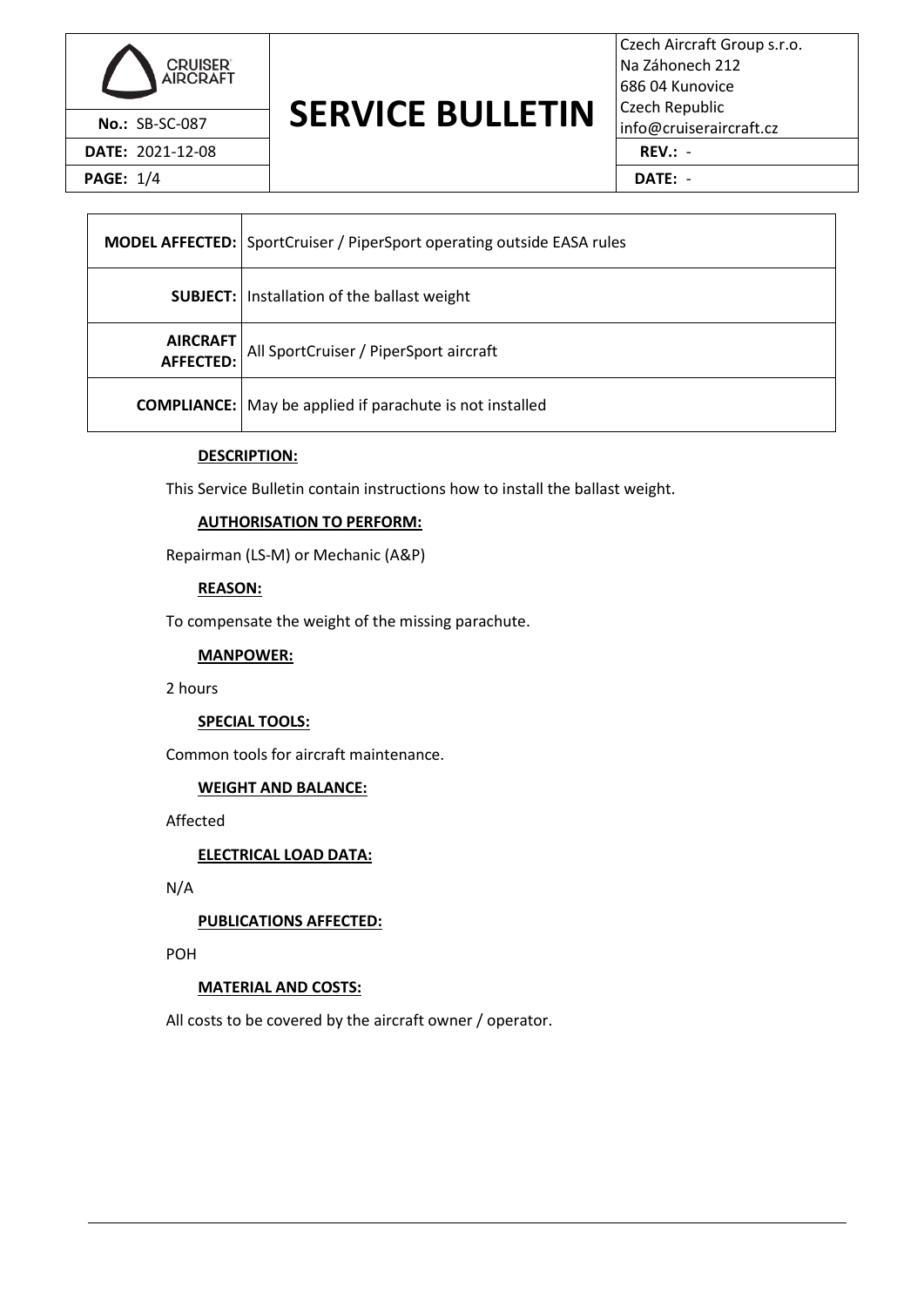| CRUISER AIRCRAFT | SERVICE BULLETIN | Czech Aircraft Group s.r.o.<br>Na Záhonech 212<br>686 04 Kunovice<br>Czech Republic<br>info@cruiseraircraft.cz |
|---|---|---|
| **No.:** SB-SC-087 | | |
| **DATE:** 2021-12-08 | | **REV.:** - |
| **PAGE:** 1/4 | | **DATE:** - |

| | |
|---|---|
| **MODEL AFFECTED:** | SportCruiser / PiperSport operating outside EASA rules |
| **SUBJECT:** | Installation of the ballast weight |
| **AIRCRAFT AFFECTED:** | All SportCruiser / PiperSport aircraft |
| **COMPLIANCE:** | May be applied if parachute is not installed |

**DESCRIPTION:**

This Service Bulletin contain instructions how to install the ballast weight.

**AUTHORISATION TO PERFORM:**

Repairman (LS-M) or Mechanic (A&P)

**REASON:**

To compensate the weight of the missing parachute.

**MANPOWER:**

2 hours

**SPECIAL TOOLS:**

Common tools for aircraft maintenance.

**WEIGHT AND BALANCE:**

Affected

**ELECTRICAL LOAD DATA:**

N/A

**PUBLICATIONS AFFECTED:**

POH

**MATERIAL AND COSTS:**

All costs to be covered by the aircraft owner / operator.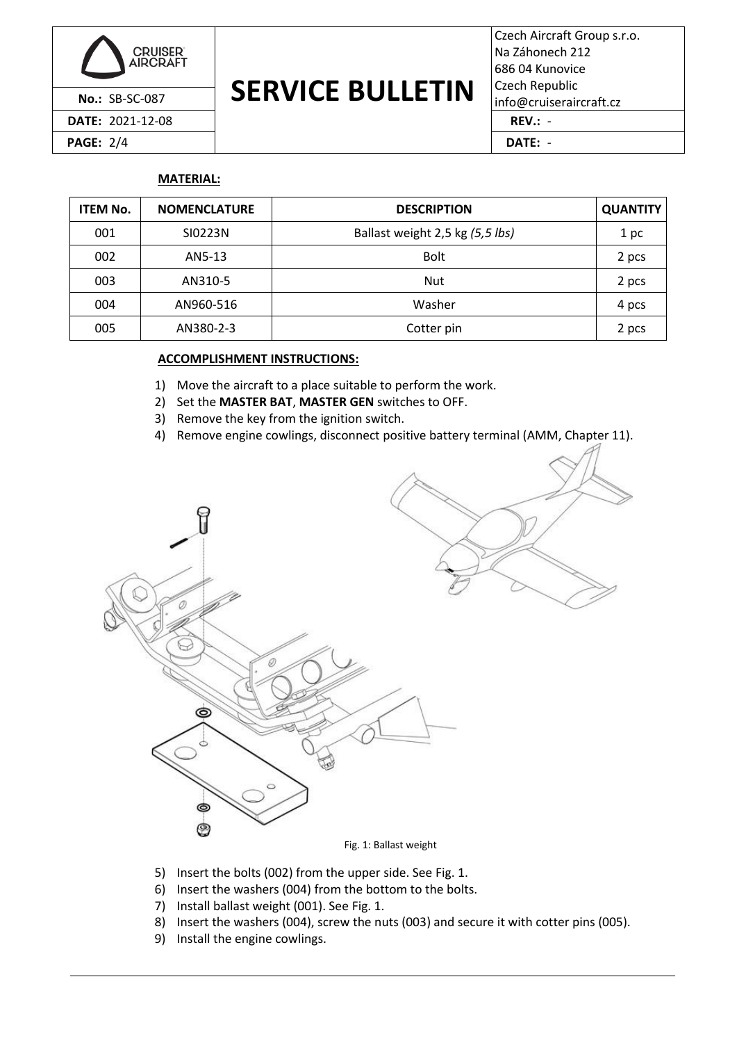**MATERIAL:**

| ITEM No. | NOMENCLATURE | DESCRIPTION | QUANTITY |
|---|---|---|---|
| 001 | SI0223N | Ballast weight 2,5 kg *(5,5 lbs)* | 1 pc |
| 002 | AN5-13 | Bolt | 2 pcs |
| 003 | AN310-5 | Nut | 2 pcs |
| 004 | AN960-516 | Washer | 4 pcs |
| 005 | AN380-2-3 | Cotter pin | 2 pcs |

**ACCOMPLISHMENT INSTRUCTIONS:**

1) Move the aircraft to a place suitable to perform the work.
2) Set the **MASTER BAT**, **MASTER GEN** switches to OFF.
3) Remove the key from the ignition switch.
4) Remove engine cowlings, disconnect positive battery terminal (AMM, Chapter 11).

Fig. 1: Ballast weight

5) Insert the bolts (002) from the upper side. See Fig. 1.
6) Insert the washers (004) from the bottom to the bolts.
7) Install ballast weight (001). See Fig. 1.
8) Insert the washers (004), screw the nuts (003) and secure it with cotter pins (005).
9) Install the engine cowlings.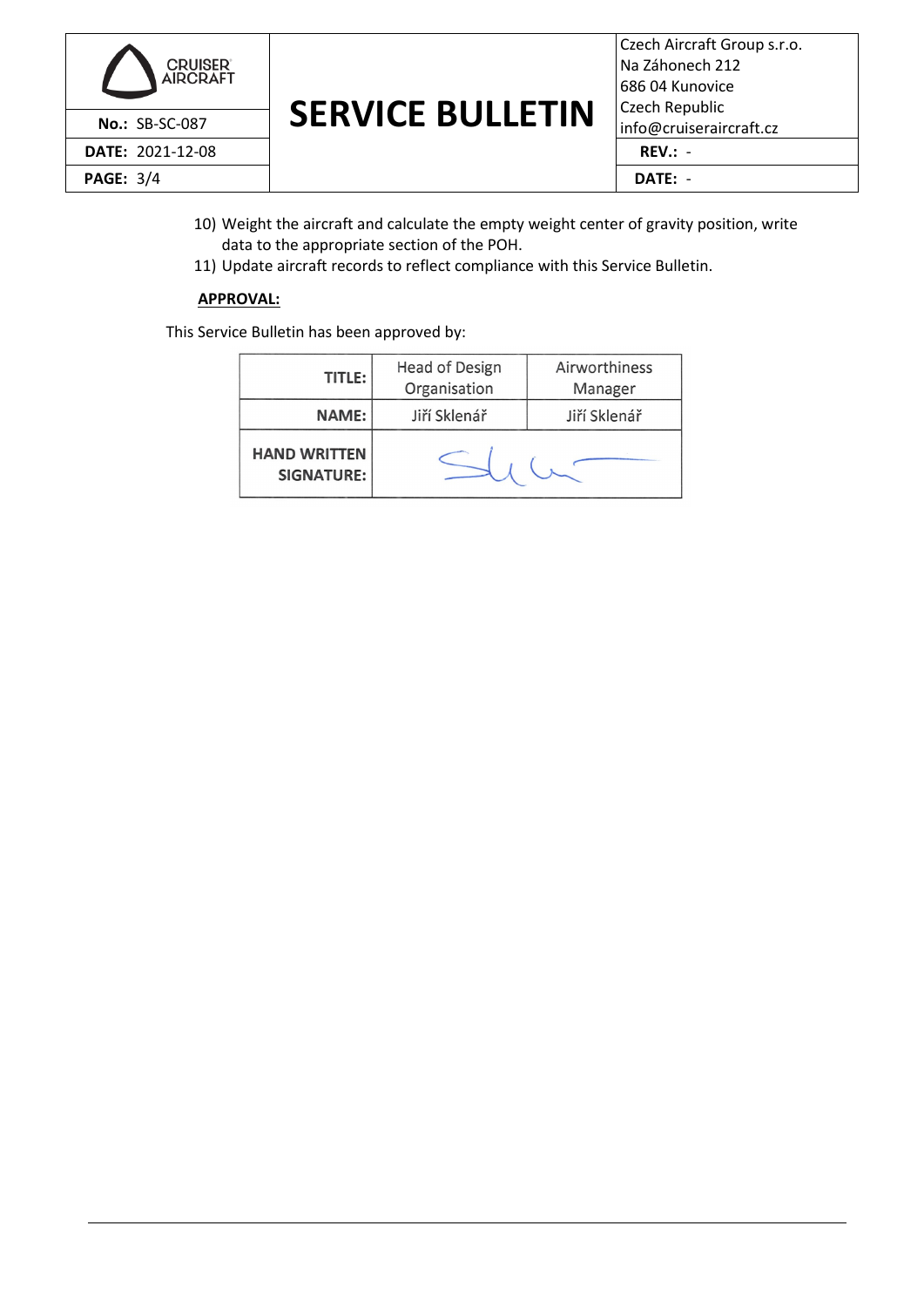10) Weight the aircraft and calculate the empty weight center of gravity position, write data to the appropriate section of the POH.
11) Update aircraft records to reflect compliance with this Service Bulletin.

**APPROVAL:**

This Service Bulletin has been approved by:

| **TITLE:** | Head of Design Organisation | Airworthiness Manager |
|---|---|---|
| **NAME:** | Jiří Sklenář | Jiří Sklenář |
| **HAND WRITTEN SIGNATURE:** | | |